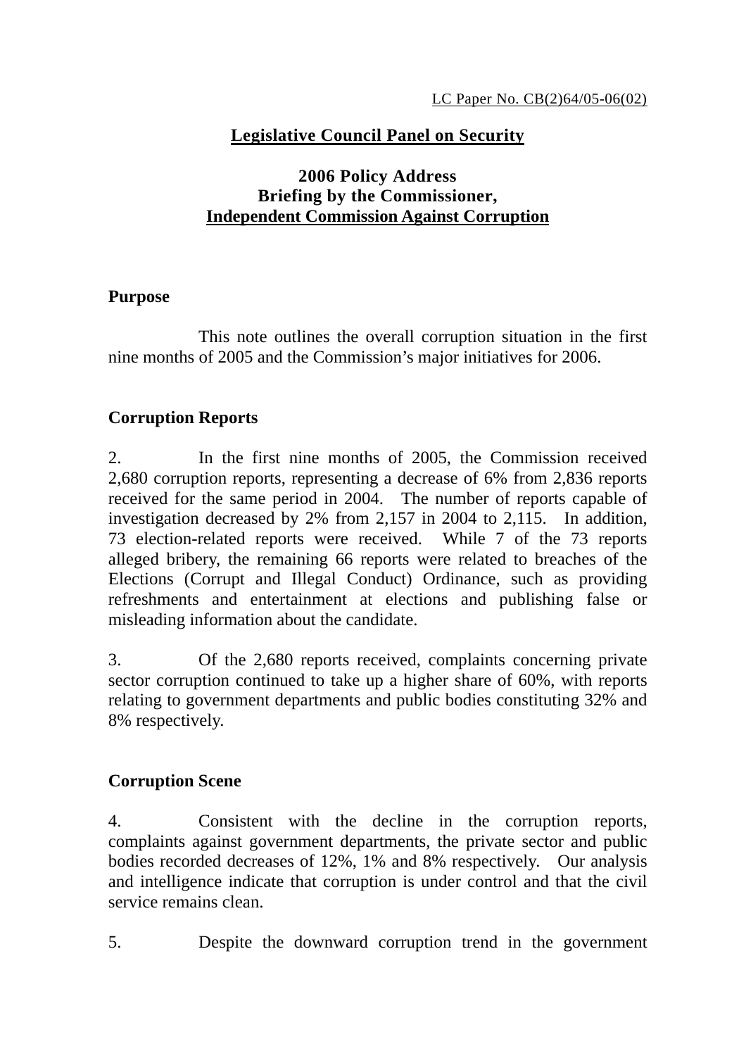LC Paper No. CB(2)64/05-06(02)

# Legislative Council Panel on Security

## 2006 Policy Address
## Briefing by the Commissioner,
## Independent Commission Against Corruption

### Purpose

This note outlines the overall corruption situation in the first nine months of 2005 and the Commission's major initiatives for 2006.

### Corruption Reports

2. In the first nine months of 2005, the Commission received 2,680 corruption reports, representing a decrease of 6% from 2,836 reports received for the same period in 2004. The number of reports capable of investigation decreased by 2% from 2,157 in 2004 to 2,115. In addition, 73 election-related reports were received. While 7 of the 73 reports alleged bribery, the remaining 66 reports were related to breaches of the Elections (Corrupt and Illegal Conduct) Ordinance, such as providing refreshments and entertainment at elections and publishing false or misleading information about the candidate.

3. Of the 2,680 reports received, complaints concerning private sector corruption continued to take up a higher share of 60%, with reports relating to government departments and public bodies constituting 32% and 8% respectively.

### Corruption Scene

4. Consistent with the decline in the corruption reports, complaints against government departments, the private sector and public bodies recorded decreases of 12%, 1% and 8% respectively. Our analysis and intelligence indicate that corruption is under control and that the civil service remains clean.

5. Despite the downward corruption trend in the government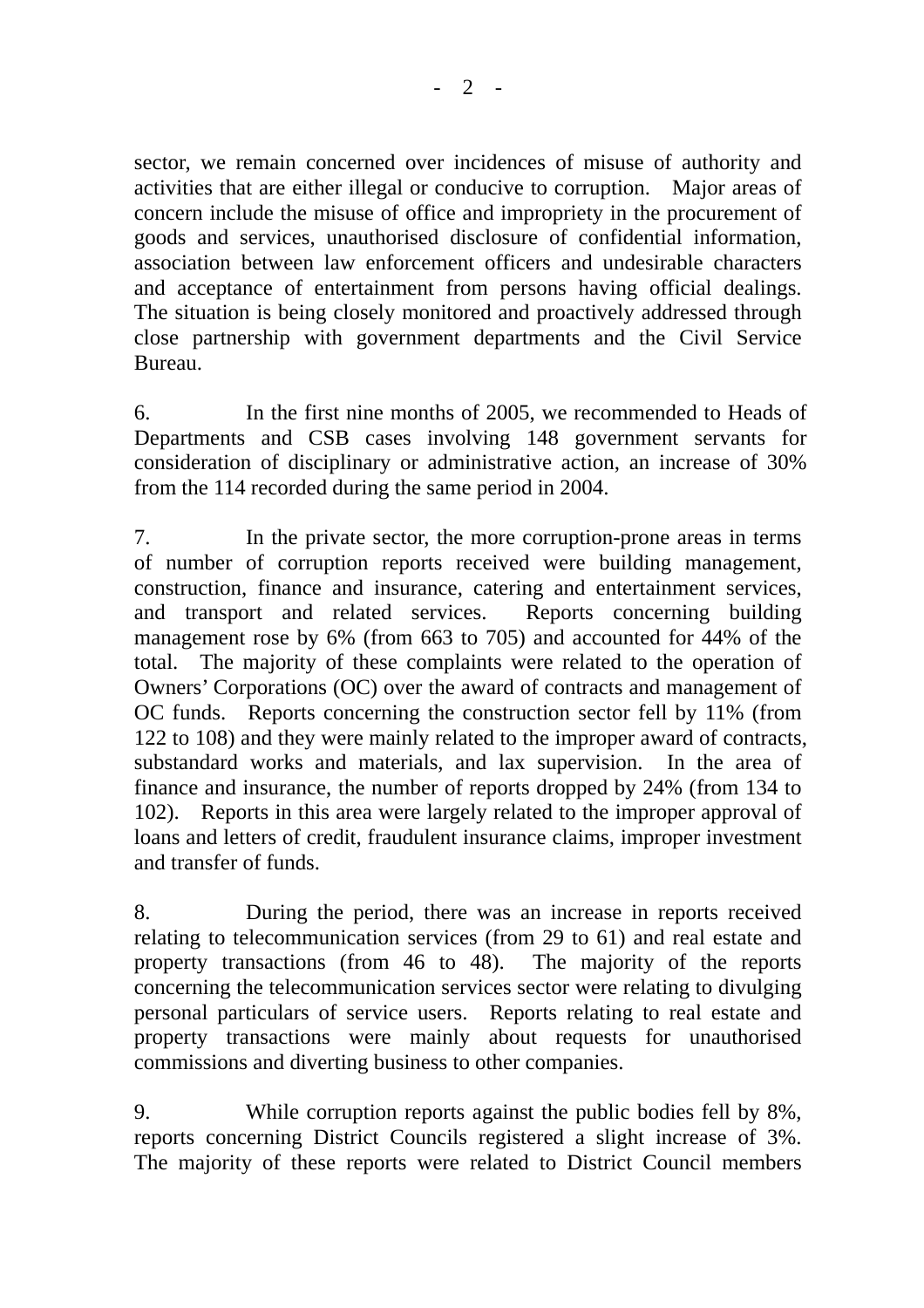sector, we remain concerned over incidences of misuse of authority and activities that are either illegal or conducive to corruption. Major areas of concern include the misuse of office and impropriety in the procurement of goods and services, unauthorised disclosure of confidential information, association between law enforcement officers and undesirable characters and acceptance of entertainment from persons having official dealings. The situation is being closely monitored and proactively addressed through close partnership with government departments and the Civil Service Bureau.

6. In the first nine months of 2005, we recommended to Heads of Departments and CSB cases involving 148 government servants for consideration of disciplinary or administrative action, an increase of 30% from the 114 recorded during the same period in 2004.

7. In the private sector, the more corruption-prone areas in terms of number of corruption reports received were building management, construction, finance and insurance, catering and entertainment services, and transport and related services. Reports concerning building management rose by 6% (from 663 to 705) and accounted for 44% of the total. The majority of these complaints were related to the operation of Owners' Corporations (OC) over the award of contracts and management of OC funds. Reports concerning the construction sector fell by 11% (from 122 to 108) and they were mainly related to the improper award of contracts, substandard works and materials, and lax supervision. In the area of finance and insurance, the number of reports dropped by 24% (from 134 to 102). Reports in this area were largely related to the improper approval of loans and letters of credit, fraudulent insurance claims, improper investment and transfer of funds.

8. During the period, there was an increase in reports received relating to telecommunication services (from 29 to 61) and real estate and property transactions (from 46 to 48). The majority of the reports concerning the telecommunication services sector were relating to divulging personal particulars of service users. Reports relating to real estate and property transactions were mainly about requests for unauthorised commissions and diverting business to other companies.

9. While corruption reports against the public bodies fell by 8%, reports concerning District Councils registered a slight increase of 3%. The majority of these reports were related to District Council members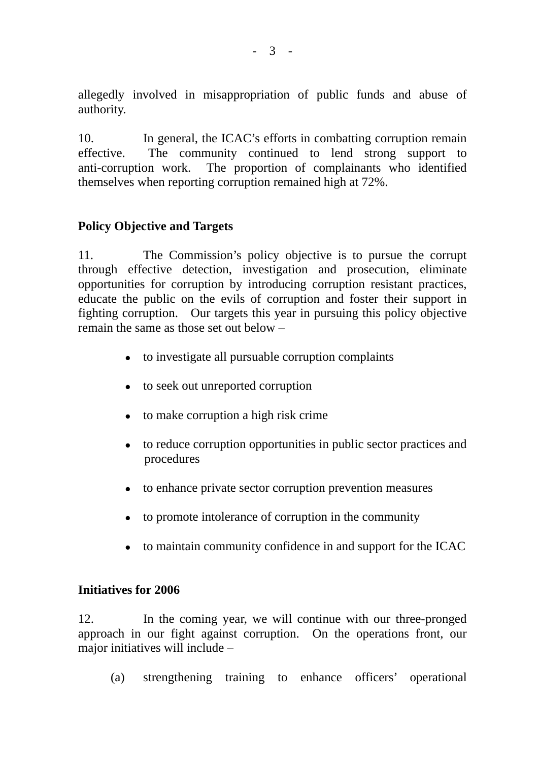allegedly involved in misappropriation of public funds and abuse of authority.

10. In general, the ICAC's efforts in combatting corruption remain effective. The community continued to lend strong support to anti-corruption work. The proportion of complainants who identified themselves when reporting corruption remained high at 72%.

**Policy Objective and Targets**

11. The Commission's policy objective is to pursue the corrupt through effective detection, investigation and prosecution, eliminate opportunities for corruption by introducing corruption resistant practices, educate the public on the evils of corruption and foster their support in fighting corruption. Our targets this year in pursuing this policy objective remain the same as those set out below –

- to investigate all pursuable corruption complaints
- to seek out unreported corruption
- to make corruption a high risk crime
- to reduce corruption opportunities in public sector practices and procedures
- to enhance private sector corruption prevention measures
- to promote intolerance of corruption in the community
- to maintain community confidence in and support for the ICAC

**Initiatives for 2006**

12. In the coming year, we will continue with our three-pronged approach in our fight against corruption. On the operations front, our major initiatives will include –

(a) strengthening training to enhance officers' operational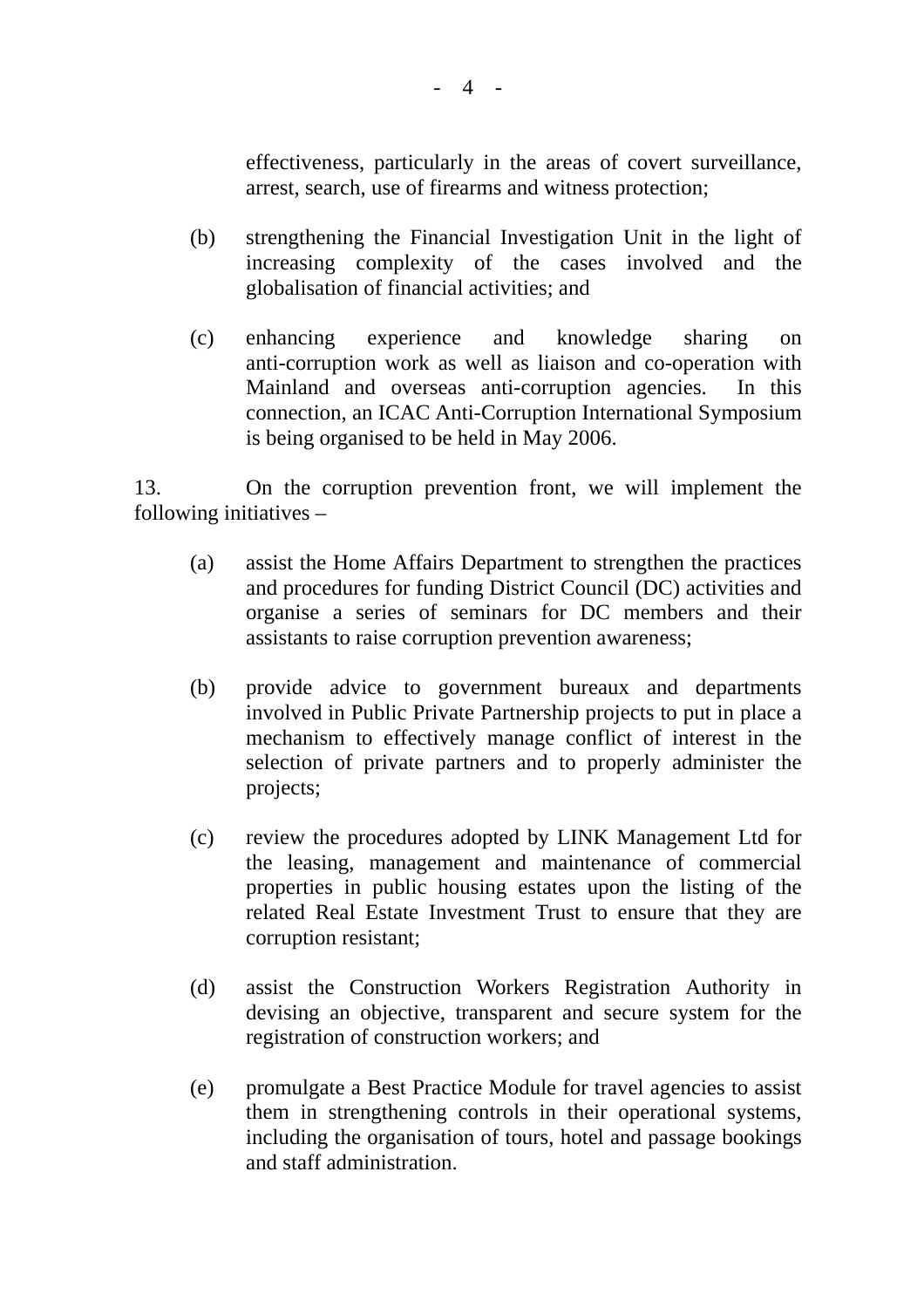effectiveness, particularly in the areas of covert surveillance, arrest, search, use of firearms and witness protection;

(b) strengthening the Financial Investigation Unit in the light of increasing complexity of the cases involved and the globalisation of financial activities; and

(c) enhancing experience and knowledge sharing on anti-corruption work as well as liaison and co-operation with Mainland and overseas anti-corruption agencies. In this connection, an ICAC Anti-Corruption International Symposium is being organised to be held in May 2006.

13. On the corruption prevention front, we will implement the following initiatives –

(a) assist the Home Affairs Department to strengthen the practices and procedures for funding District Council (DC) activities and organise a series of seminars for DC members and their assistants to raise corruption prevention awareness;

(b) provide advice to government bureaux and departments involved in Public Private Partnership projects to put in place a mechanism to effectively manage conflict of interest in the selection of private partners and to properly administer the projects;

(c) review the procedures adopted by LINK Management Ltd for the leasing, management and maintenance of commercial properties in public housing estates upon the listing of the related Real Estate Investment Trust to ensure that they are corruption resistant;

(d) assist the Construction Workers Registration Authority in devising an objective, transparent and secure system for the registration of construction workers; and

(e) promulgate a Best Practice Module for travel agencies to assist them in strengthening controls in their operational systems, including the organisation of tours, hotel and passage bookings and staff administration.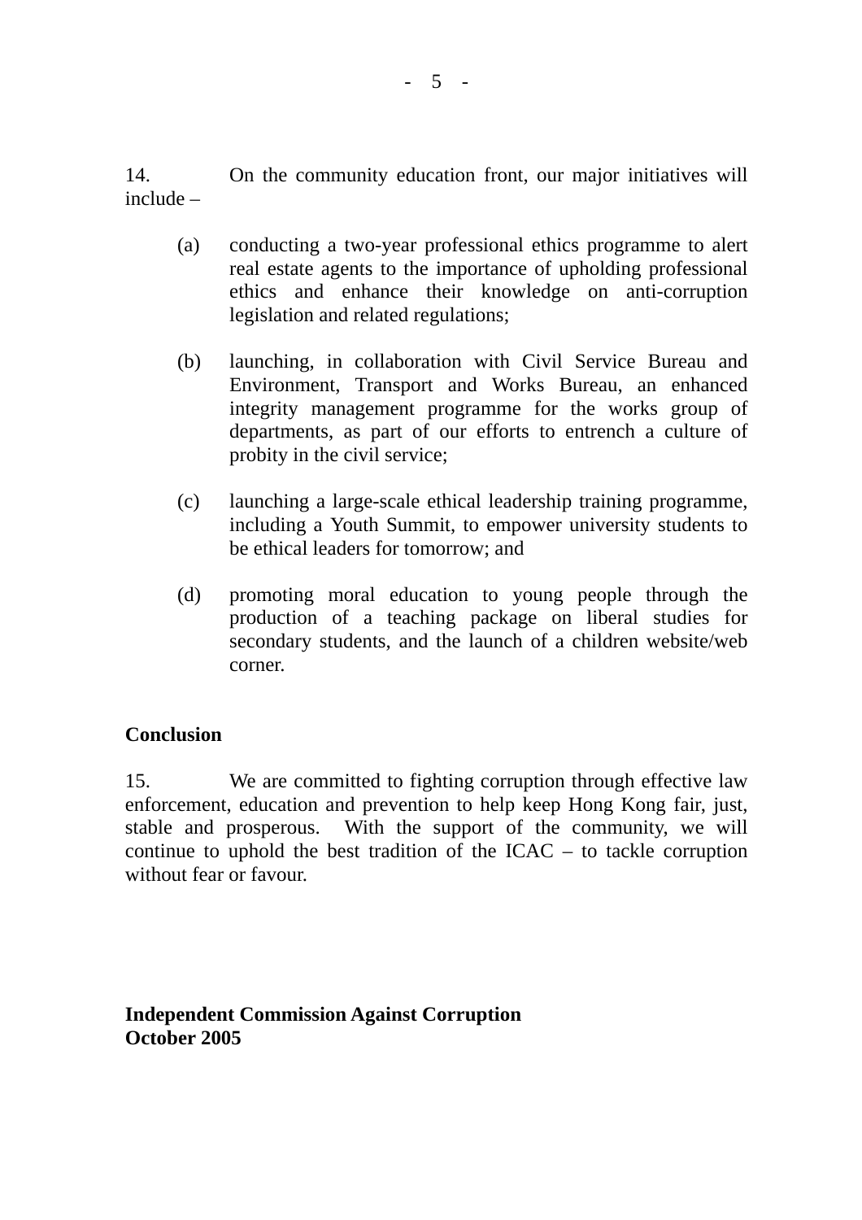14. On the community education front, our major initiatives will include –

(a) conducting a two-year professional ethics programme to alert real estate agents to the importance of upholding professional ethics and enhance their knowledge on anti-corruption legislation and related regulations;

(b) launching, in collaboration with Civil Service Bureau and Environment, Transport and Works Bureau, an enhanced integrity management programme for the works group of departments, as part of our efforts to entrench a culture of probity in the civil service;

(c) launching a large-scale ethical leadership training programme, including a Youth Summit, to empower university students to be ethical leaders for tomorrow; and

(d) promoting moral education to young people through the production of a teaching package on liberal studies for secondary students, and the launch of a children website/web corner.

**Conclusion**

15. We are committed to fighting corruption through effective law enforcement, education and prevention to help keep Hong Kong fair, just, stable and prosperous. With the support of the community, we will continue to uphold the best tradition of the ICAC – to tackle corruption without fear or favour.

**Independent Commission Against Corruption**
**October 2005**